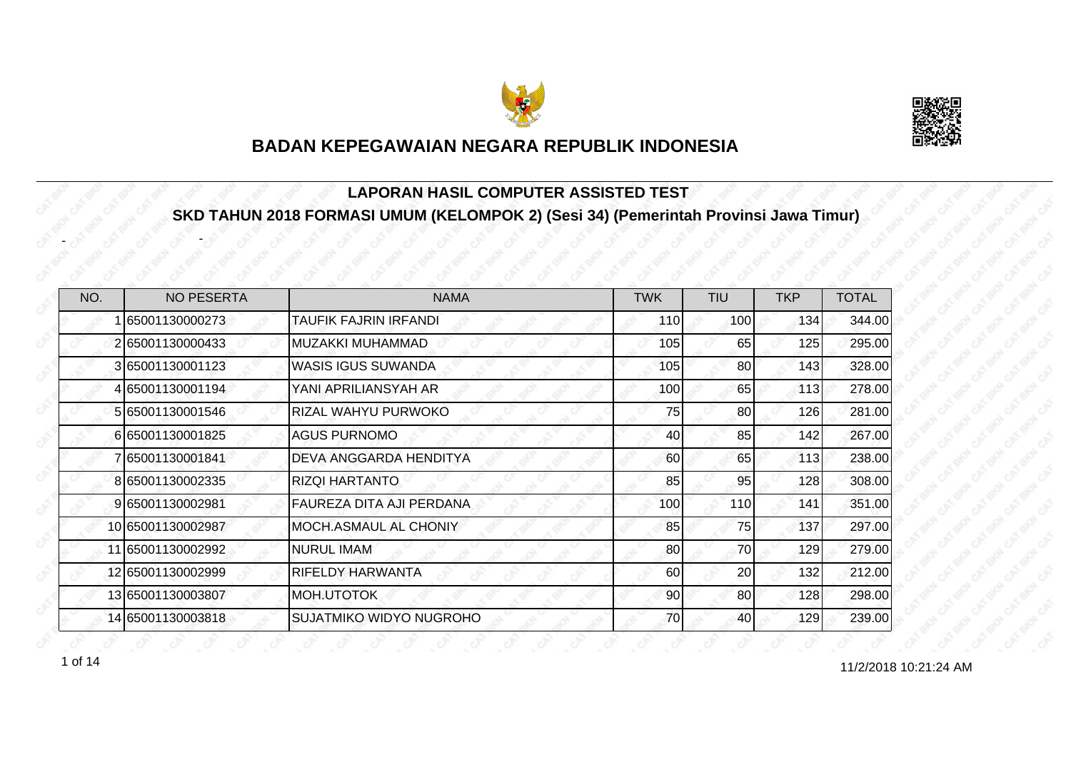# BADAN KEPEGAWAIAN NEGARA REPUBLIK INDONESIA

## LAPORAN HASIL COMPUTER ASSISTED TEST

## SKD TAHUN 2018 FORMASI UMUM (KELOMPOK 2) (Sesi 34) (Pemerintah Provinsi Jawa Timur)

- -

| NO. | NO PESERTA | NAMA | TWK | TIU | TKP | TOTAL |
|---|---|---|---|---|---|---|
| 1 | 65001130000273 | TAUFIK FAJRIN IRFANDI | 110 | 100 | 134 | 344.00 |
| 2 | 65001130000433 | MUZAKKI MUHAMMAD | 105 | 65 | 125 | 295.00 |
| 3 | 65001130001123 | WASIS IGUS SUWANDA | 105 | 80 | 143 | 328.00 |
| 4 | 65001130001194 | YANI APRILIANSYAH AR | 100 | 65 | 113 | 278.00 |
| 5 | 65001130001546 | RIZAL WAHYU PURWOKO | 75 | 80 | 126 | 281.00 |
| 6 | 65001130001825 | AGUS PURNOMO | 40 | 85 | 142 | 267.00 |
| 7 | 65001130001841 | DEVA ANGGARDA HENDITYA | 60 | 65 | 113 | 238.00 |
| 8 | 65001130002335 | RIZQI HARTANTO | 85 | 95 | 128 | 308.00 |
| 9 | 65001130002981 | FAUREZA DITA AJI PERDANA | 100 | 110 | 141 | 351.00 |
| 10 | 65001130002987 | MOCH.ASMAUL AL CHONIY | 85 | 75 | 137 | 297.00 |
| 11 | 65001130002992 | NURUL IMAM | 80 | 70 | 129 | 279.00 |
| 12 | 65001130002999 | RIFELDY HARWANTA | 60 | 20 | 132 | 212.00 |
| 13 | 65001130003807 | MOH.UTOTOK | 90 | 80 | 128 | 298.00 |
| 14 | 65001130003818 | SUJATMIKO WIDYO NUGROHO | 70 | 40 | 129 | 239.00 |

11/2/2018 10:21:24 AM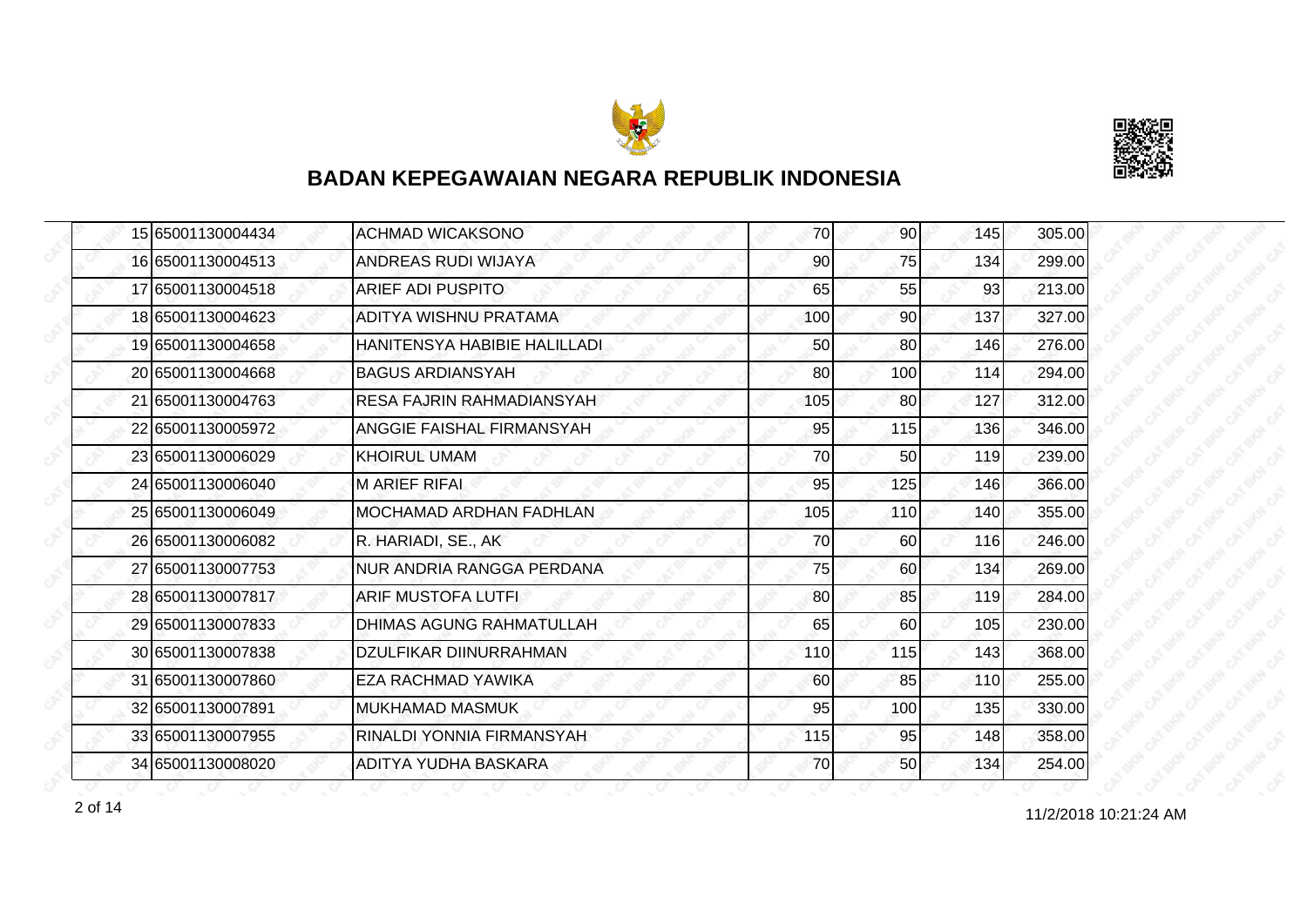## BADAN KEPEGAWAIAN NEGARA REPUBLIK INDONESIA

| | | | | | | |
|---|---|---|---|---|---|---|
| 15 | 65001130004434 | ACHMAD WICAKSONO | 70 | 90 | 145 | 305.00 |
| 16 | 65001130004513 | ANDREAS RUDI WIJAYA | 90 | 75 | 134 | 299.00 |
| 17 | 65001130004518 | ARIEF ADI PUSPITO | 65 | 55 | 93 | 213.00 |
| 18 | 65001130004623 | ADITYA WISHNU PRATAMA | 100 | 90 | 137 | 327.00 |
| 19 | 65001130004658 | HANITENSYA HABIBIE HALILLADI | 50 | 80 | 146 | 276.00 |
| 20 | 65001130004668 | BAGUS ARDIANSYAH | 80 | 100 | 114 | 294.00 |
| 21 | 65001130004763 | RESA FAJRIN RAHMADIANSYAH | 105 | 80 | 127 | 312.00 |
| 22 | 65001130005972 | ANGGIE FAISHAL FIRMANSYAH | 95 | 115 | 136 | 346.00 |
| 23 | 65001130006029 | KHOIRUL UMAM | 70 | 50 | 119 | 239.00 |
| 24 | 65001130006040 | M ARIEF RIFAI | 95 | 125 | 146 | 366.00 |
| 25 | 65001130006049 | MOCHAMAD ARDHAN FADHLAN | 105 | 110 | 140 | 355.00 |
| 26 | 65001130006082 | R. HARIADI, SE., AK | 70 | 60 | 116 | 246.00 |
| 27 | 65001130007753 | NUR ANDRIA RANGGA PERDANA | 75 | 60 | 134 | 269.00 |
| 28 | 65001130007817 | ARIF MUSTOFA LUTFI | 80 | 85 | 119 | 284.00 |
| 29 | 65001130007833 | DHIMAS AGUNG RAHMATULLAH | 65 | 60 | 105 | 230.00 |
| 30 | 65001130007838 | DZULFIKAR DIINURRAHMAN | 110 | 115 | 143 | 368.00 |
| 31 | 65001130007860 | EZA RACHMAD YAWIKA | 60 | 85 | 110 | 255.00 |
| 32 | 65001130007891 | MUKHAMAD MASMUK | 95 | 100 | 135 | 330.00 |
| 33 | 65001130007955 | RINALDI YONNIA FIRMANSYAH | 115 | 95 | 148 | 358.00 |
| 34 | 65001130008020 | ADITYA YUDHA BASKARA | 70 | 50 | 134 | 254.00 |

11/2/2018 10:21:24 AM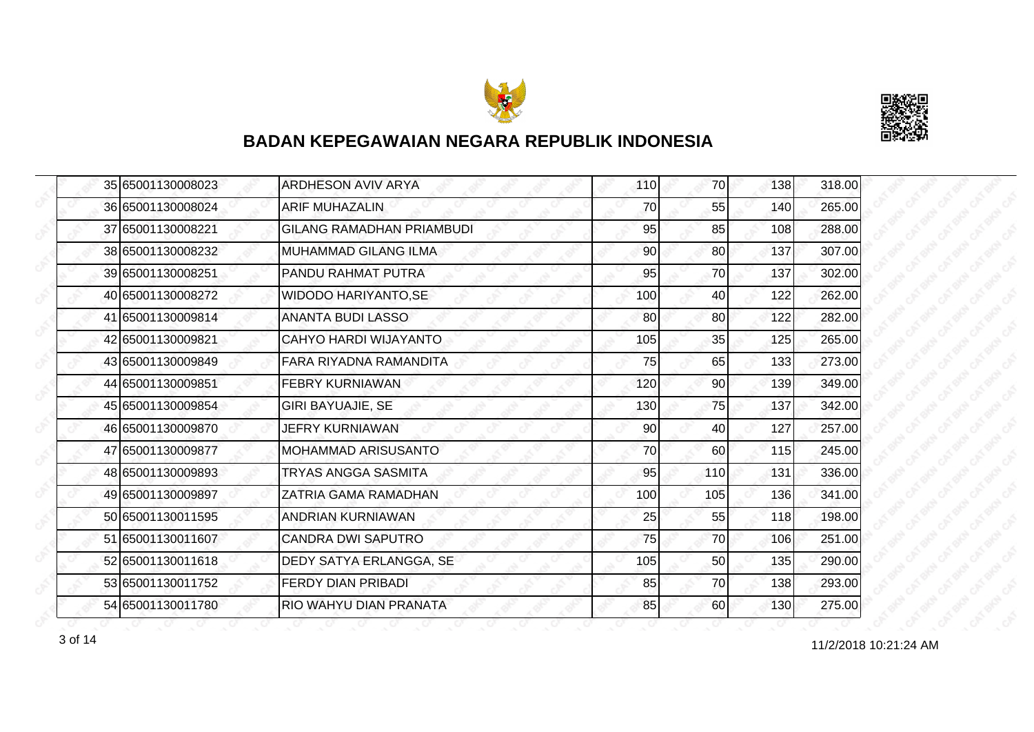# BADAN KEPEGAWAIAN NEGARA REPUBLIK INDONESIA

| | | | | | | |
|---|---|---|---|---|---|---|
| 35 | 65001130008023 | ARDHESON AVIV ARYA | 110 | 70 | 138 | 318.00 |
| 36 | 65001130008024 | ARIF MUHAZALIN | 70 | 55 | 140 | 265.00 |
| 37 | 65001130008221 | GILANG RAMADHAN PRIAMBUDI | 95 | 85 | 108 | 288.00 |
| 38 | 65001130008232 | MUHAMMAD GILANG ILMA | 90 | 80 | 137 | 307.00 |
| 39 | 65001130008251 | PANDU RAHMAT PUTRA | 95 | 70 | 137 | 302.00 |
| 40 | 65001130008272 | WIDODO HARIYANTO,SE | 100 | 40 | 122 | 262.00 |
| 41 | 65001130009814 | ANANTA BUDI LASSO | 80 | 80 | 122 | 282.00 |
| 42 | 65001130009821 | CAHYO HARDI WIJAYANTO | 105 | 35 | 125 | 265.00 |
| 43 | 65001130009849 | FARA RIYADNA RAMANDITA | 75 | 65 | 133 | 273.00 |
| 44 | 65001130009851 | FEBRY KURNIAWAN | 120 | 90 | 139 | 349.00 |
| 45 | 65001130009854 | GIRI BAYUAJIE, SE | 130 | 75 | 137 | 342.00 |
| 46 | 65001130009870 | JEFRY KURNIAWAN | 90 | 40 | 127 | 257.00 |
| 47 | 65001130009877 | MOHAMMAD ARISUSANTO | 70 | 60 | 115 | 245.00 |
| 48 | 65001130009893 | TRYAS ANGGA SASMITA | 95 | 110 | 131 | 336.00 |
| 49 | 65001130009897 | ZATRIA GAMA RAMADHAN | 100 | 105 | 136 | 341.00 |
| 50 | 65001130011595 | ANDRIAN KURNIAWAN | 25 | 55 | 118 | 198.00 |
| 51 | 65001130011607 | CANDRA DWI SAPUTRO | 75 | 70 | 106 | 251.00 |
| 52 | 65001130011618 | DEDY SATYA ERLANGGA, SE | 105 | 50 | 135 | 290.00 |
| 53 | 65001130011752 | FERDY DIAN PRIBADI | 85 | 70 | 138 | 293.00 |
| 54 | 65001130011780 | RIO WAHYU DIAN PRANATA | 85 | 60 | 130 | 275.00 |

11/2/2018 10:21:24 AM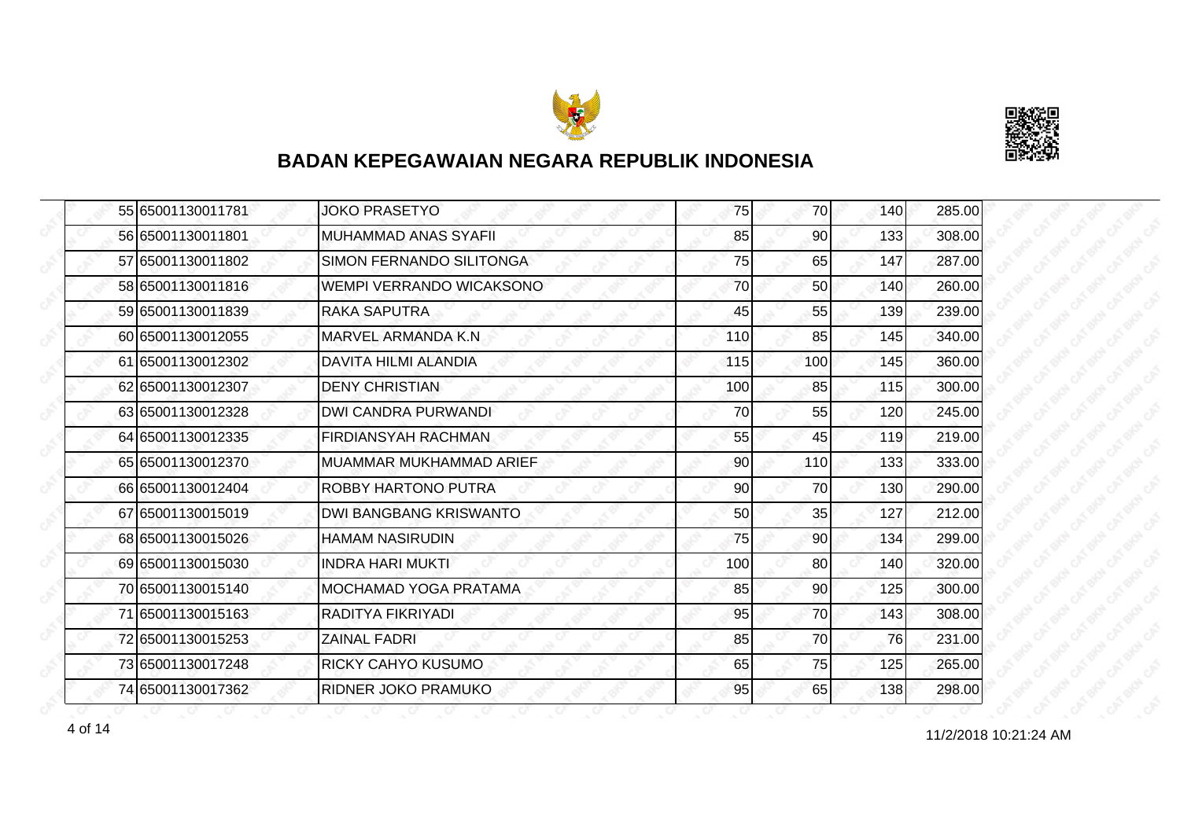# BADAN KEPEGAWAIAN NEGARA REPUBLIK INDONESIA

| | | | | | | |
|---|---|---|---|---|---|---|
| 55 | 65001130011781 | JOKO PRASETYO | 75 | 70 | 140 | 285.00 |
| 56 | 65001130011801 | MUHAMMAD ANAS SYAFII | 85 | 90 | 133 | 308.00 |
| 57 | 65001130011802 | SIMON FERNANDO SILITONGA | 75 | 65 | 147 | 287.00 |
| 58 | 65001130011816 | WEMPI VERRANDO WICAKSONO | 70 | 50 | 140 | 260.00 |
| 59 | 65001130011839 | RAKA SAPUTRA | 45 | 55 | 139 | 239.00 |
| 60 | 65001130012055 | MARVEL ARMANDA K.N | 110 | 85 | 145 | 340.00 |
| 61 | 65001130012302 | DAVITA HILMI ALANDIA | 115 | 100 | 145 | 360.00 |
| 62 | 65001130012307 | DENY CHRISTIAN | 100 | 85 | 115 | 300.00 |
| 63 | 65001130012328 | DWI CANDRA PURWANDI | 70 | 55 | 120 | 245.00 |
| 64 | 65001130012335 | FIRDIANSYAH RACHMAN | 55 | 45 | 119 | 219.00 |
| 65 | 65001130012370 | MUAMMAR MUKHAMMAD ARIEF | 90 | 110 | 133 | 333.00 |
| 66 | 65001130012404 | ROBBY HARTONO PUTRA | 90 | 70 | 130 | 290.00 |
| 67 | 65001130015019 | DWI BANGBANG KRISWANTO | 50 | 35 | 127 | 212.00 |
| 68 | 65001130015026 | HAMAM NASIRUDIN | 75 | 90 | 134 | 299.00 |
| 69 | 65001130015030 | INDRA HARI MUKTI | 100 | 80 | 140 | 320.00 |
| 70 | 65001130015140 | MOCHAMAD YOGA PRATAMA | 85 | 90 | 125 | 300.00 |
| 71 | 65001130015163 | RADITYA FIKRIYADI | 95 | 70 | 143 | 308.00 |
| 72 | 65001130015253 | ZAINAL FADRI | 85 | 70 | 76 | 231.00 |
| 73 | 65001130017248 | RICKY CAHYO KUSUMO | 65 | 75 | 125 | 265.00 |
| 74 | 65001130017362 | RIDNER JOKO PRAMUKO | 95 | 65 | 138 | 298.00 |

11/2/2018 10:21:24 AM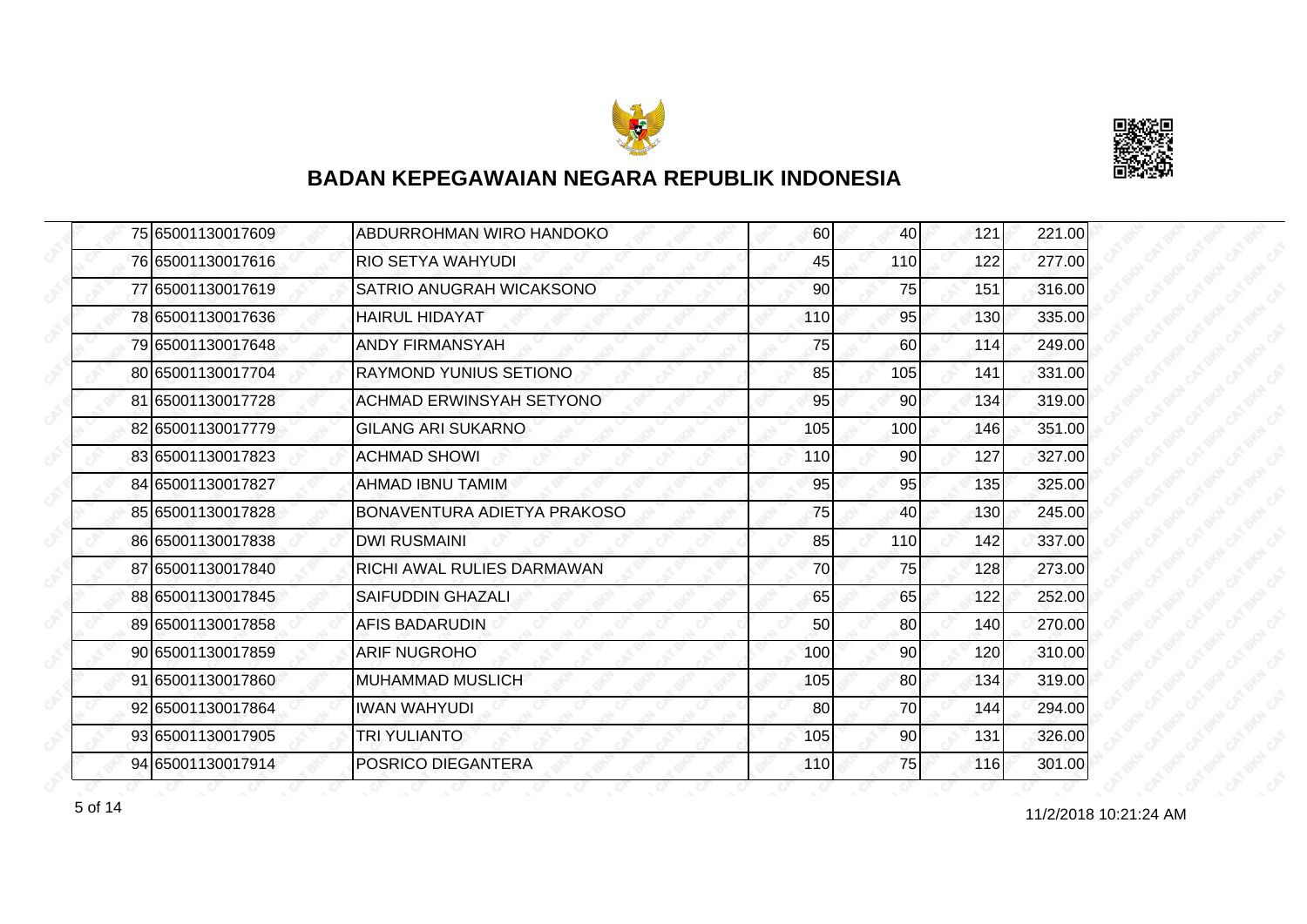# BADAN KEPEGAWAIAN NEGARA REPUBLIK INDONESIA

| | | | | | | |
|---|---|---|---|---|---|---|
| 75 | 65001130017609 | ABDURROHMAN WIRO HANDOKO | 60 | 40 | 121 | 221.00 |
| 76 | 65001130017616 | RIO SETYA WAHYUDI | 45 | 110 | 122 | 277.00 |
| 77 | 65001130017619 | SATRIO ANUGRAH WICAKSONO | 90 | 75 | 151 | 316.00 |
| 78 | 65001130017636 | HAIRUL HIDAYAT | 110 | 95 | 130 | 335.00 |
| 79 | 65001130017648 | ANDY FIRMANSYAH | 75 | 60 | 114 | 249.00 |
| 80 | 65001130017704 | RAYMOND YUNIUS SETIONO | 85 | 105 | 141 | 331.00 |
| 81 | 65001130017728 | ACHMAD ERWINSYAH SETYONO | 95 | 90 | 134 | 319.00 |
| 82 | 65001130017779 | GILANG ARI SUKARNO | 105 | 100 | 146 | 351.00 |
| 83 | 65001130017823 | ACHMAD SHOWI | 110 | 90 | 127 | 327.00 |
| 84 | 65001130017827 | AHMAD IBNU TAMIM | 95 | 95 | 135 | 325.00 |
| 85 | 65001130017828 | BONAVENTURA ADIETYA PRAKOSO | 75 | 40 | 130 | 245.00 |
| 86 | 65001130017838 | DWI RUSMAINI | 85 | 110 | 142 | 337.00 |
| 87 | 65001130017840 | RICHI AWAL RULIES DARMAWAN | 70 | 75 | 128 | 273.00 |
| 88 | 65001130017845 | SAIFUDDIN GHAZALI | 65 | 65 | 122 | 252.00 |
| 89 | 65001130017858 | AFIS BADARUDIN | 50 | 80 | 140 | 270.00 |
| 90 | 65001130017859 | ARIF NUGROHO | 100 | 90 | 120 | 310.00 |
| 91 | 65001130017860 | MUHAMMAD MUSLICH | 105 | 80 | 134 | 319.00 |
| 92 | 65001130017864 | IWAN WAHYUDI | 80 | 70 | 144 | 294.00 |
| 93 | 65001130017905 | TRI YULIANTO | 105 | 90 | 131 | 326.00 |
| 94 | 65001130017914 | POSRICO DIEGANTERA | 110 | 75 | 116 | 301.00 |

11/2/2018 10:21:24 AM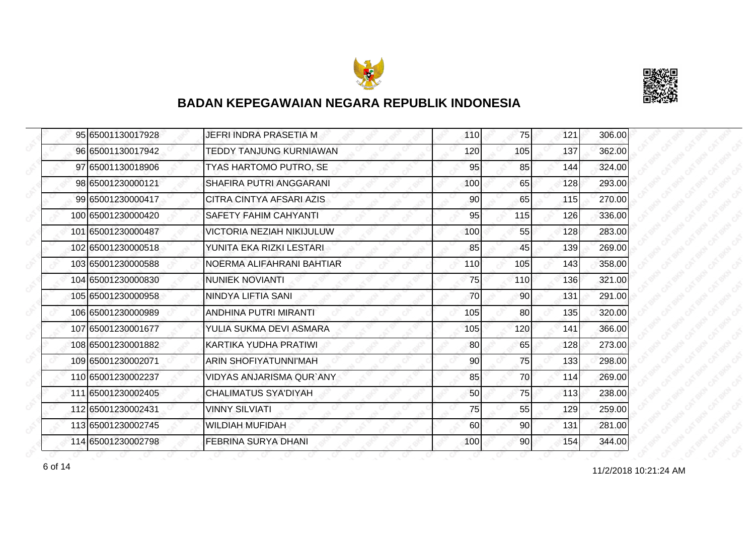## BADAN KEPEGAWAIAN NEGARA REPUBLIK INDONESIA

| | | | | | | |
|---|---|---|---|---|---|---|
| 95 | 65001130017928 | JEFRI INDRA PRASETIA M | 110 | 75 | 121 | 306.00 |
| 96 | 65001130017942 | TEDDY TANJUNG KURNIAWAN | 120 | 105 | 137 | 362.00 |
| 97 | 65001130018906 | TYAS HARTOMO PUTRO, SE | 95 | 85 | 144 | 324.00 |
| 98 | 65001230000121 | SHAFIRA PUTRI ANGGARANI | 100 | 65 | 128 | 293.00 |
| 99 | 65001230000417 | CITRA CINTYA AFSARI AZIS | 90 | 65 | 115 | 270.00 |
| 100 | 65001230000420 | SAFETY FAHIM CAHYANTI | 95 | 115 | 126 | 336.00 |
| 101 | 65001230000487 | VICTORIA NEZIAH NIKIJULUW | 100 | 55 | 128 | 283.00 |
| 102 | 65001230000518 | YUNITA EKA RIZKI LESTARI | 85 | 45 | 139 | 269.00 |
| 103 | 65001230000588 | NOERMA ALIFAHRANI BAHTIAR | 110 | 105 | 143 | 358.00 |
| 104 | 65001230000830 | NUNIEK NOVIANTI | 75 | 110 | 136 | 321.00 |
| 105 | 65001230000958 | NINDYA LIFTIA SANI | 70 | 90 | 131 | 291.00 |
| 106 | 65001230000989 | ANDHINA PUTRI MIRANTI | 105 | 80 | 135 | 320.00 |
| 107 | 65001230001677 | YULIA SUKMA DEVI ASMARA | 105 | 120 | 141 | 366.00 |
| 108 | 65001230001882 | KARTIKA YUDHA PRATIWI | 80 | 65 | 128 | 273.00 |
| 109 | 65001230002071 | ARIN SHOFIYATUNNI'MAH | 90 | 75 | 133 | 298.00 |
| 110 | 65001230002237 | VIDYAS ANJARISMA QUR`ANY | 85 | 70 | 114 | 269.00 |
| 111 | 65001230002405 | CHALIMATUS SYA'DIYAH | 50 | 75 | 113 | 238.00 |
| 112 | 65001230002431 | VINNY SILVIATI | 75 | 55 | 129 | 259.00 |
| 113 | 65001230002745 | WILDIAH MUFIDAH | 60 | 90 | 131 | 281.00 |
| 114 | 65001230002798 | FEBRINA SURYA DHANI | 100 | 90 | 154 | 344.00 |

11/2/2018 10:21:24 AM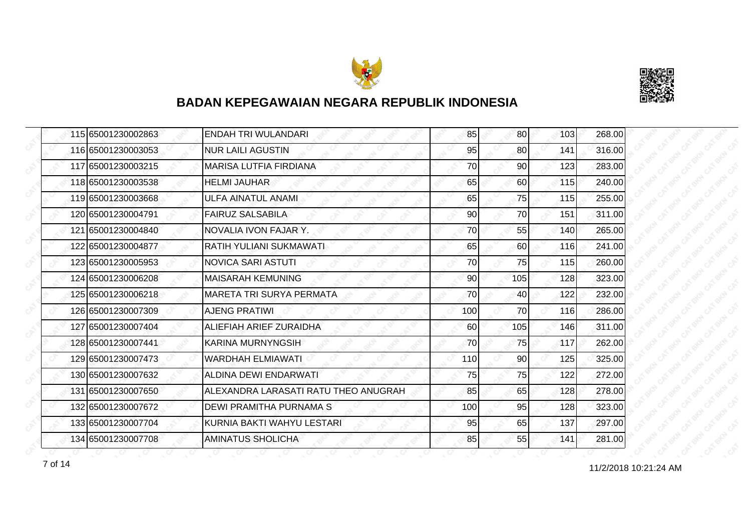## BADAN KEPEGAWAIAN NEGARA REPUBLIK INDONESIA

| | | | | | | |
|---|---|---|---|---|---|---|
| 115 | 65001230002863 | ENDAH TRI WULANDARI | 85 | 80 | 103 | 268.00 |
| 116 | 65001230003053 | NUR LAILI AGUSTIN | 95 | 80 | 141 | 316.00 |
| 117 | 65001230003215 | MARISA LUTFIA FIRDIANA | 70 | 90 | 123 | 283.00 |
| 118 | 65001230003538 | HELMI JAUHAR | 65 | 60 | 115 | 240.00 |
| 119 | 65001230003668 | ULFA AINATUL ANAMI | 65 | 75 | 115 | 255.00 |
| 120 | 65001230004791 | FAIRUZ SALSABILA | 90 | 70 | 151 | 311.00 |
| 121 | 65001230004840 | NOVALIA IVON FAJAR Y. | 70 | 55 | 140 | 265.00 |
| 122 | 65001230004877 | RATIH YULIANI SUKMAWATI | 65 | 60 | 116 | 241.00 |
| 123 | 65001230005953 | NOVICA SARI ASTUTI | 70 | 75 | 115 | 260.00 |
| 124 | 65001230006208 | MAISARAH KEMUNING | 90 | 105 | 128 | 323.00 |
| 125 | 65001230006218 | MARETA TRI SURYA PERMATA | 70 | 40 | 122 | 232.00 |
| 126 | 65001230007309 | AJENG PRATIWI | 100 | 70 | 116 | 286.00 |
| 127 | 65001230007404 | ALIEFIAH ARIEF ZURAIDHA | 60 | 105 | 146 | 311.00 |
| 128 | 65001230007441 | KARINA MURNYNGSIH | 70 | 75 | 117 | 262.00 |
| 129 | 65001230007473 | WARDHAH ELMIAWATI | 110 | 90 | 125 | 325.00 |
| 130 | 65001230007632 | ALDINA DEWI ENDARWATI | 75 | 75 | 122 | 272.00 |
| 131 | 65001230007650 | ALEXANDRA LARASATI RATU THEO ANUGRAH | 85 | 65 | 128 | 278.00 |
| 132 | 65001230007672 | DEWI PRAMITHA PURNAMA S | 100 | 95 | 128 | 323.00 |
| 133 | 65001230007704 | KURNIA BAKTI WAHYU LESTARI | 95 | 65 | 137 | 297.00 |
| 134 | 65001230007708 | AMINATUS SHOLICHA | 85 | 55 | 141 | 281.00 |

11/2/2018 10:21:24 AM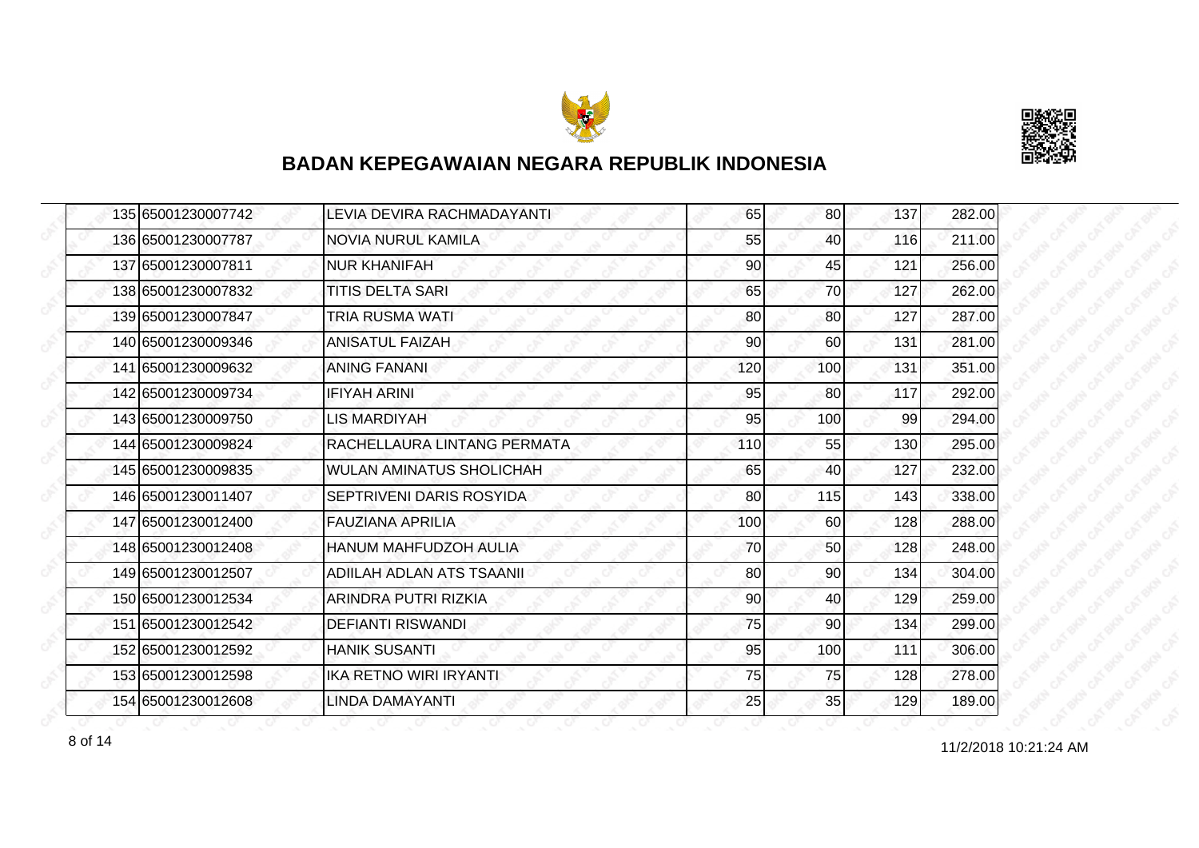## BADAN KEPEGAWAIAN NEGARA REPUBLIK INDONESIA

| | | | | | | |
|---|---|---|---|---|---|---|
| 135 | 65001230007742 | LEVIA DEVIRA RACHMADAYANTI | 65 | 80 | 137 | 282.00 |
| 136 | 65001230007787 | NOVIA NURUL KAMILA | 55 | 40 | 116 | 211.00 |
| 137 | 65001230007811 | NUR KHANIFAH | 90 | 45 | 121 | 256.00 |
| 138 | 65001230007832 | TITIS DELTA SARI | 65 | 70 | 127 | 262.00 |
| 139 | 65001230007847 | TRIA RUSMA WATI | 80 | 80 | 127 | 287.00 |
| 140 | 65001230009346 | ANISATUL FAIZAH | 90 | 60 | 131 | 281.00 |
| 141 | 65001230009632 | ANING FANANI | 120 | 100 | 131 | 351.00 |
| 142 | 65001230009734 | IFIYAH ARINI | 95 | 80 | 117 | 292.00 |
| 143 | 65001230009750 | LIS MARDIYAH | 95 | 100 | 99 | 294.00 |
| 144 | 65001230009824 | RACHELLAURA LINTANG PERMATA | 110 | 55 | 130 | 295.00 |
| 145 | 65001230009835 | WULAN AMINATUS SHOLICHAH | 65 | 40 | 127 | 232.00 |
| 146 | 65001230011407 | SEPTRIVENI DARIS ROSYIDA | 80 | 115 | 143 | 338.00 |
| 147 | 65001230012400 | FAUZIANA APRILIA | 100 | 60 | 128 | 288.00 |
| 148 | 65001230012408 | HANUM MAHFUDZOH AULIA | 70 | 50 | 128 | 248.00 |
| 149 | 65001230012507 | ADIILAH ADLAN ATS TSAANII | 80 | 90 | 134 | 304.00 |
| 150 | 65001230012534 | ARINDRA PUTRI RIZKIA | 90 | 40 | 129 | 259.00 |
| 151 | 65001230012542 | DEFIANTI RISWANDI | 75 | 90 | 134 | 299.00 |
| 152 | 65001230012592 | HANIK SUSANTI | 95 | 100 | 111 | 306.00 |
| 153 | 65001230012598 | IKA RETNO WIRI IRYANTI | 75 | 75 | 128 | 278.00 |
| 154 | 65001230012608 | LINDA DAMAYANTI | 25 | 35 | 129 | 189.00 |

11/2/2018 10:21:24 AM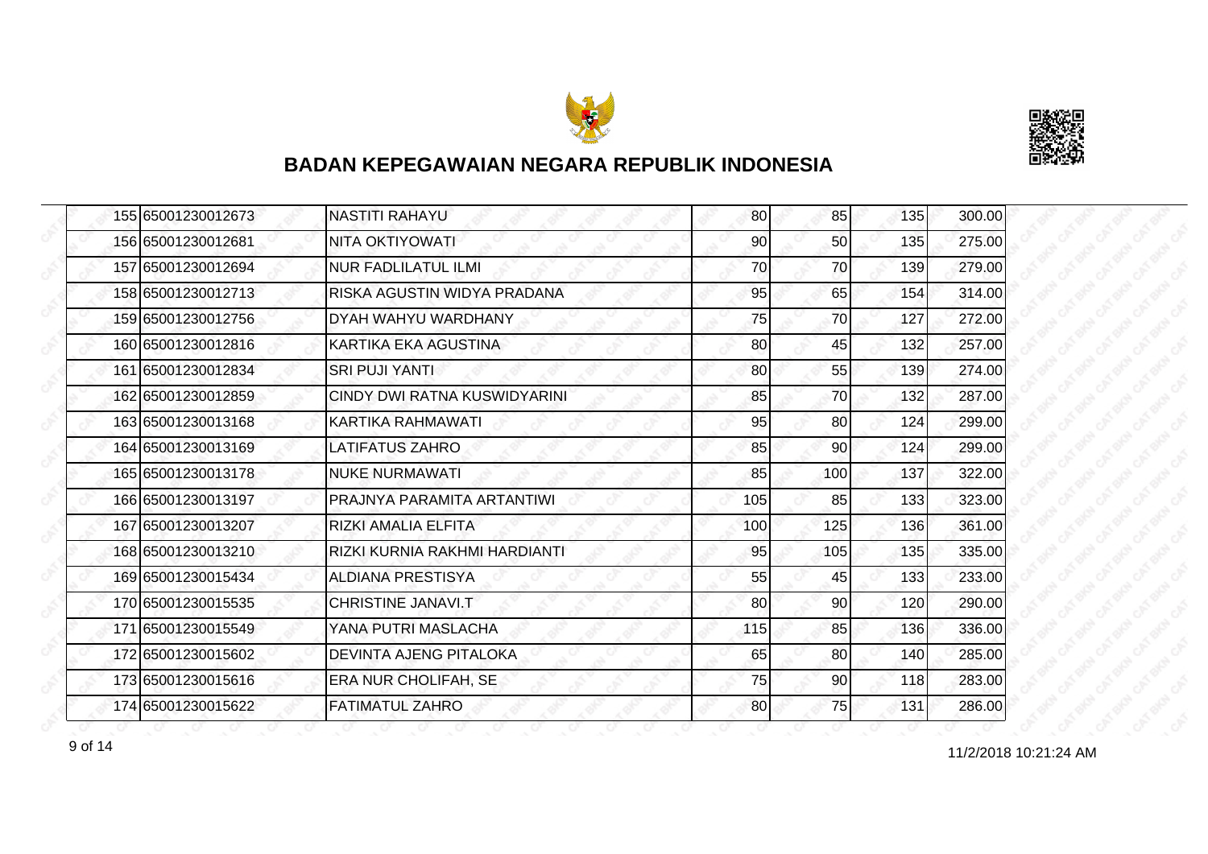## BADAN KEPEGAWAIAN NEGARA REPUBLIK INDONESIA

| | | | | | | |
|---|---|---|---|---|---|---|
| 155 | 65001230012673 | NASTITI RAHAYU | 80 | 85 | 135 | 300.00 |
| 156 | 65001230012681 | NITA OKTIYOWATI | 90 | 50 | 135 | 275.00 |
| 157 | 65001230012694 | NUR FADLILATUL ILMI | 70 | 70 | 139 | 279.00 |
| 158 | 65001230012713 | RISKA AGUSTIN WIDYA PRADANA | 95 | 65 | 154 | 314.00 |
| 159 | 65001230012756 | DYAH WAHYU WARDHANY | 75 | 70 | 127 | 272.00 |
| 160 | 65001230012816 | KARTIKA EKA AGUSTINA | 80 | 45 | 132 | 257.00 |
| 161 | 65001230012834 | SRI PUJI YANTI | 80 | 55 | 139 | 274.00 |
| 162 | 65001230012859 | CINDY DWI RATNA KUSWIDYARINI | 85 | 70 | 132 | 287.00 |
| 163 | 65001230013168 | KARTIKA RAHMAWATI | 95 | 80 | 124 | 299.00 |
| 164 | 65001230013169 | LATIFATUS ZAHRO | 85 | 90 | 124 | 299.00 |
| 165 | 65001230013178 | NUKE NURMAWATI | 85 | 100 | 137 | 322.00 |
| 166 | 65001230013197 | PRAJNYA PARAMITA ARTANTIWI | 105 | 85 | 133 | 323.00 |
| 167 | 65001230013207 | RIZKI AMALIA ELFITA | 100 | 125 | 136 | 361.00 |
| 168 | 65001230013210 | RIZKI KURNIA RAKHMI HARDIANTI | 95 | 105 | 135 | 335.00 |
| 169 | 65001230015434 | ALDIANA PRESTISYA | 55 | 45 | 133 | 233.00 |
| 170 | 65001230015535 | CHRISTINE JANAVI.T | 80 | 90 | 120 | 290.00 |
| 171 | 65001230015549 | YANA PUTRI MASLACHA | 115 | 85 | 136 | 336.00 |
| 172 | 65001230015602 | DEVINTA AJENG PITALOKA | 65 | 80 | 140 | 285.00 |
| 173 | 65001230015616 | ERA NUR CHOLIFAH, SE | 75 | 90 | 118 | 283.00 |
| 174 | 65001230015622 | FATIMATUL ZAHRO | 80 | 75 | 131 | 286.00 |

11/2/2018 10:21:24 AM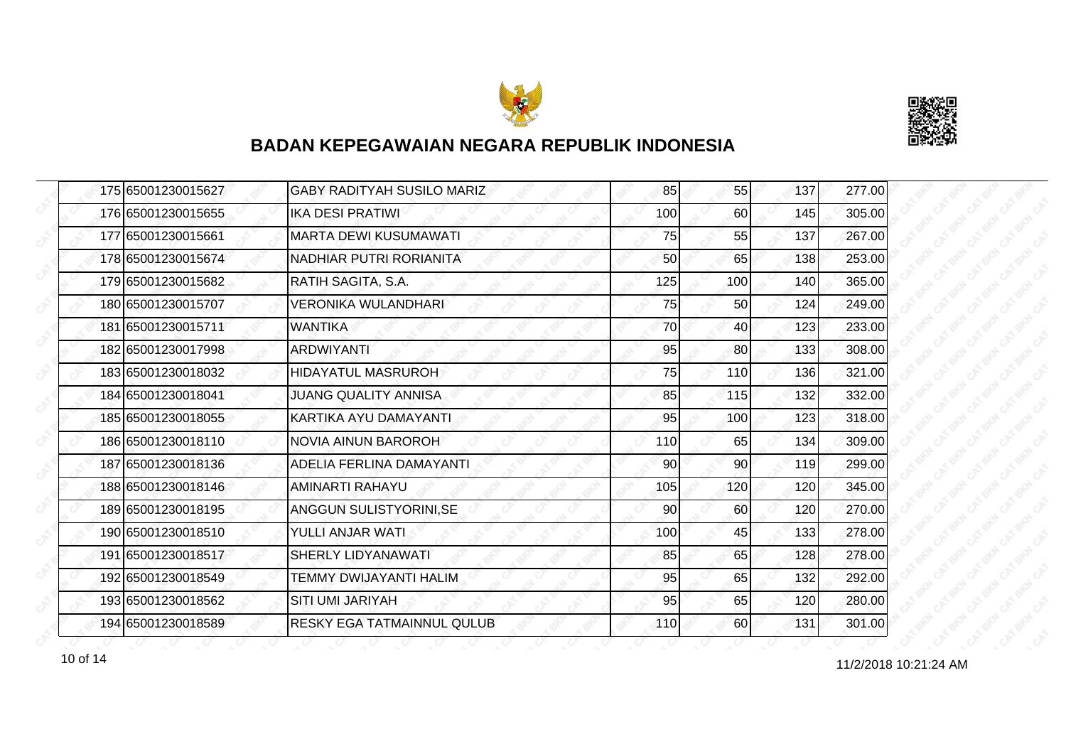## BADAN KEPEGAWAIAN NEGARA REPUBLIK INDONESIA

| | | | | | | |
|---|---|---|---|---|---|---|
| 175 | 65001230015627 | GABY RADITYAH SUSILO MARIZ | 85 | 55 | 137 | 277.00 |
| 176 | 65001230015655 | IKA DESI PRATIWI | 100 | 60 | 145 | 305.00 |
| 177 | 65001230015661 | MARTA DEWI KUSUMAWATI | 75 | 55 | 137 | 267.00 |
| 178 | 65001230015674 | NADHIAR PUTRI RORIANITA | 50 | 65 | 138 | 253.00 |
| 179 | 65001230015682 | RATIH SAGITA, S.A. | 125 | 100 | 140 | 365.00 |
| 180 | 65001230015707 | VERONIKA WULANDHARI | 75 | 50 | 124 | 249.00 |
| 181 | 65001230015711 | WANTIKA | 70 | 40 | 123 | 233.00 |
| 182 | 65001230017998 | ARDWIYANTI | 95 | 80 | 133 | 308.00 |
| 183 | 65001230018032 | HIDAYATUL MASRUROH | 75 | 110 | 136 | 321.00 |
| 184 | 65001230018041 | JUANG QUALITY ANNISA | 85 | 115 | 132 | 332.00 |
| 185 | 65001230018055 | KARTIKA AYU DAMAYANTI | 95 | 100 | 123 | 318.00 |
| 186 | 65001230018110 | NOVIA AINUN BAROROH | 110 | 65 | 134 | 309.00 |
| 187 | 65001230018136 | ADELIA FERLINA DAMAYANTI | 90 | 90 | 119 | 299.00 |
| 188 | 65001230018146 | AMINARTI RAHAYU | 105 | 120 | 120 | 345.00 |
| 189 | 65001230018195 | ANGGUN SULISTYORINI,SE | 90 | 60 | 120 | 270.00 |
| 190 | 65001230018510 | YULLI ANJAR WATI | 100 | 45 | 133 | 278.00 |
| 191 | 65001230018517 | SHERLY LIDYANAWATI | 85 | 65 | 128 | 278.00 |
| 192 | 65001230018549 | TEMMY DWIJAYANTI HALIM | 95 | 65 | 132 | 292.00 |
| 193 | 65001230018562 | SITI UMI JARIYAH | 95 | 65 | 120 | 280.00 |
| 194 | 65001230018589 | RESKY EGA TATMAINNUL QULUB | 110 | 60 | 131 | 301.00 |

11/2/2018 10:21:24 AM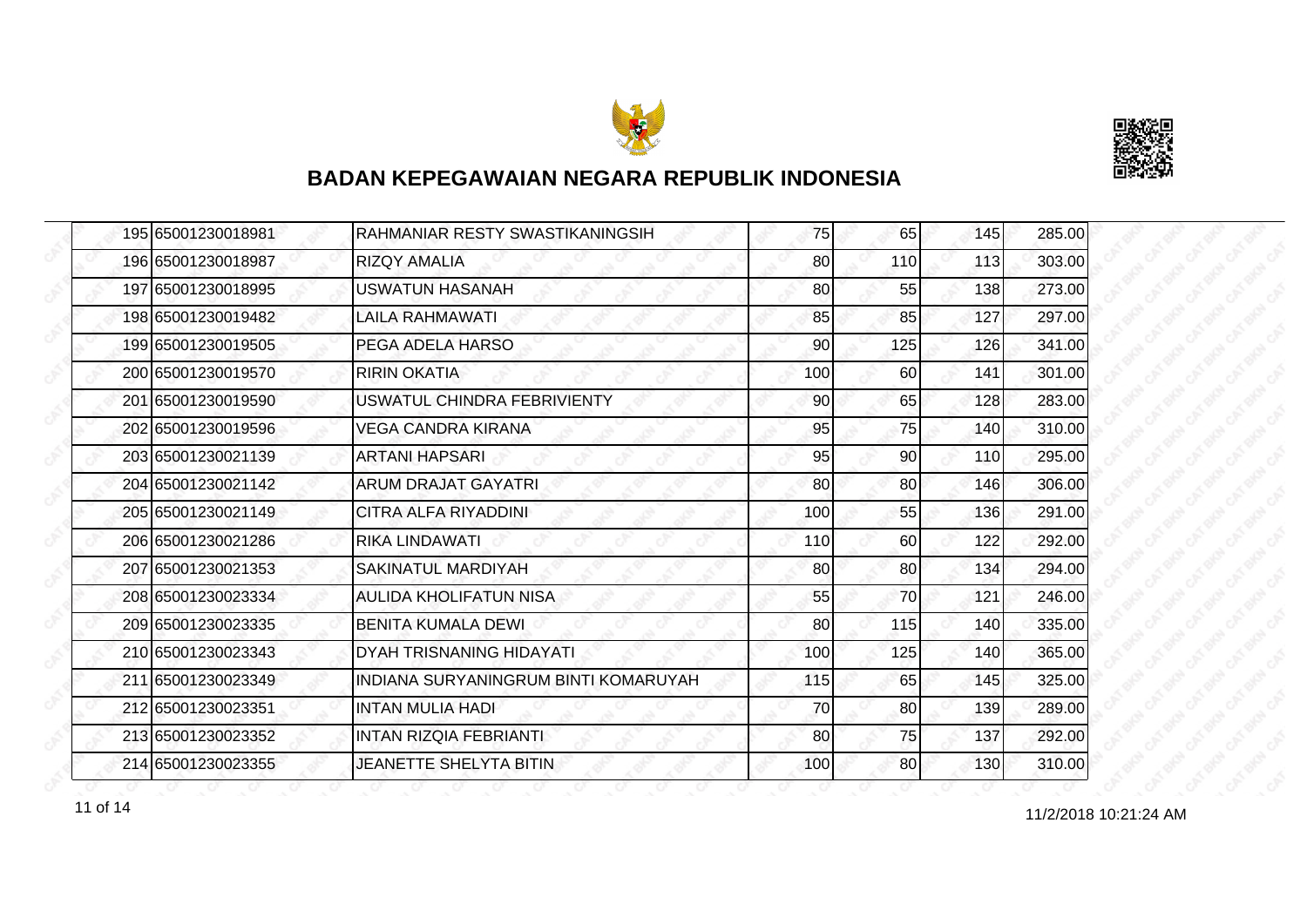## BADAN KEPEGAWAIAN NEGARA REPUBLIK INDONESIA

| | | | | | | |
|---|---|---|---|---|---|---|
| 195 | 65001230018981 | RAHMANIAR RESTY SWASTIKANINGSIH | 75 | 65 | 145 | 285.00 |
| 196 | 65001230018987 | RIZQY AMALIA | 80 | 110 | 113 | 303.00 |
| 197 | 65001230018995 | USWATUN HASANAH | 80 | 55 | 138 | 273.00 |
| 198 | 65001230019482 | LAILA RAHMAWATI | 85 | 85 | 127 | 297.00 |
| 199 | 65001230019505 | PEGA ADELA HARSO | 90 | 125 | 126 | 341.00 |
| 200 | 65001230019570 | RIRIN OKATIA | 100 | 60 | 141 | 301.00 |
| 201 | 65001230019590 | USWATUL CHINDRA FEBRIVIENTY | 90 | 65 | 128 | 283.00 |
| 202 | 65001230019596 | VEGA CANDRA KIRANA | 95 | 75 | 140 | 310.00 |
| 203 | 65001230021139 | ARTANI HAPSARI | 95 | 90 | 110 | 295.00 |
| 204 | 65001230021142 | ARUM DRAJAT GAYATRI | 80 | 80 | 146 | 306.00 |
| 205 | 65001230021149 | CITRA ALFA RIYADDINI | 100 | 55 | 136 | 291.00 |
| 206 | 65001230021286 | RIKA LINDAWATI | 110 | 60 | 122 | 292.00 |
| 207 | 65001230021353 | SAKINATUL MARDIYAH | 80 | 80 | 134 | 294.00 |
| 208 | 65001230023334 | AULIDA KHOLIFATUN NISA | 55 | 70 | 121 | 246.00 |
| 209 | 65001230023335 | BENITA KUMALA DEWI | 80 | 115 | 140 | 335.00 |
| 210 | 65001230023343 | DYAH TRISNANING HIDAYATI | 100 | 125 | 140 | 365.00 |
| 211 | 65001230023349 | INDIANA SURYANINGRUM BINTI KOMARUYAH | 115 | 65 | 145 | 325.00 |
| 212 | 65001230023351 | INTAN MULIA HADI | 70 | 80 | 139 | 289.00 |
| 213 | 65001230023352 | INTAN RIZQIA FEBRIANTI | 80 | 75 | 137 | 292.00 |
| 214 | 65001230023355 | JEANETTE SHELYTA BITIN | 100 | 80 | 130 | 310.00 |

11/2/2018 10:21:24 AM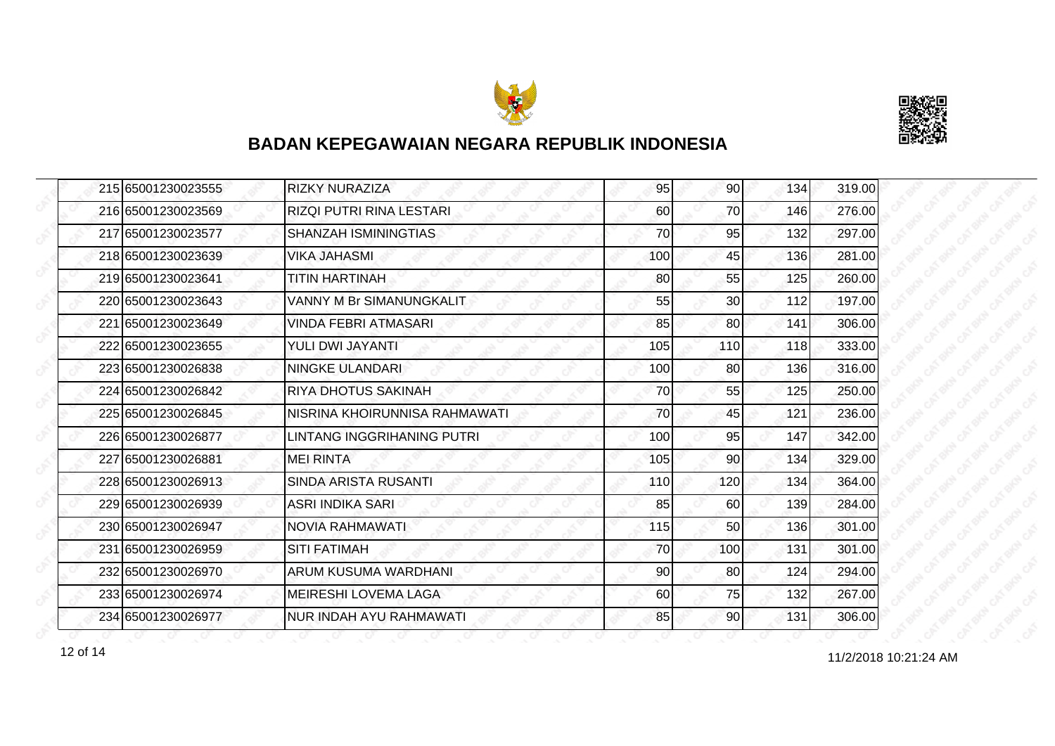## BADAN KEPEGAWAIAN NEGARA REPUBLIK INDONESIA

| | | | | | | |
|---|---|---|---|---|---|---|
| 215 | 65001230023555 | RIZKY NURAZIZA | 95 | 90 | 134 | 319.00 |
| 216 | 65001230023569 | RIZQI PUTRI RINA LESTARI | 60 | 70 | 146 | 276.00 |
| 217 | 65001230023577 | SHANZAH ISMININGTIAS | 70 | 95 | 132 | 297.00 |
| 218 | 65001230023639 | VIKA JAHASMI | 100 | 45 | 136 | 281.00 |
| 219 | 65001230023641 | TITIN HARTINAH | 80 | 55 | 125 | 260.00 |
| 220 | 65001230023643 | VANNY M Br SIMANUNGKALIT | 55 | 30 | 112 | 197.00 |
| 221 | 65001230023649 | VINDA FEBRI ATMASARI | 85 | 80 | 141 | 306.00 |
| 222 | 65001230023655 | YULI DWI JAYANTI | 105 | 110 | 118 | 333.00 |
| 223 | 65001230026838 | NINGKE ULANDARI | 100 | 80 | 136 | 316.00 |
| 224 | 65001230026842 | RIYA DHOTUS SAKINAH | 70 | 55 | 125 | 250.00 |
| 225 | 65001230026845 | NISRINA KHOIRUNNISA RAHMAWATI | 70 | 45 | 121 | 236.00 |
| 226 | 65001230026877 | LINTANG INGGRIHANING PUTRI | 100 | 95 | 147 | 342.00 |
| 227 | 65001230026881 | MEI RINTA | 105 | 90 | 134 | 329.00 |
| 228 | 65001230026913 | SINDA ARISTA RUSANTI | 110 | 120 | 134 | 364.00 |
| 229 | 65001230026939 | ASRI INDIKA SARI | 85 | 60 | 139 | 284.00 |
| 230 | 65001230026947 | NOVIA RAHMAWATI | 115 | 50 | 136 | 301.00 |
| 231 | 65001230026959 | SITI FATIMAH | 70 | 100 | 131 | 301.00 |
| 232 | 65001230026970 | ARUM KUSUMA WARDHANI | 90 | 80 | 124 | 294.00 |
| 233 | 65001230026974 | MEIRESHI LOVEMA LAGA | 60 | 75 | 132 | 267.00 |
| 234 | 65001230026977 | NUR INDAH AYU RAHMAWATI | 85 | 90 | 131 | 306.00 |

11/2/2018 10:21:24 AM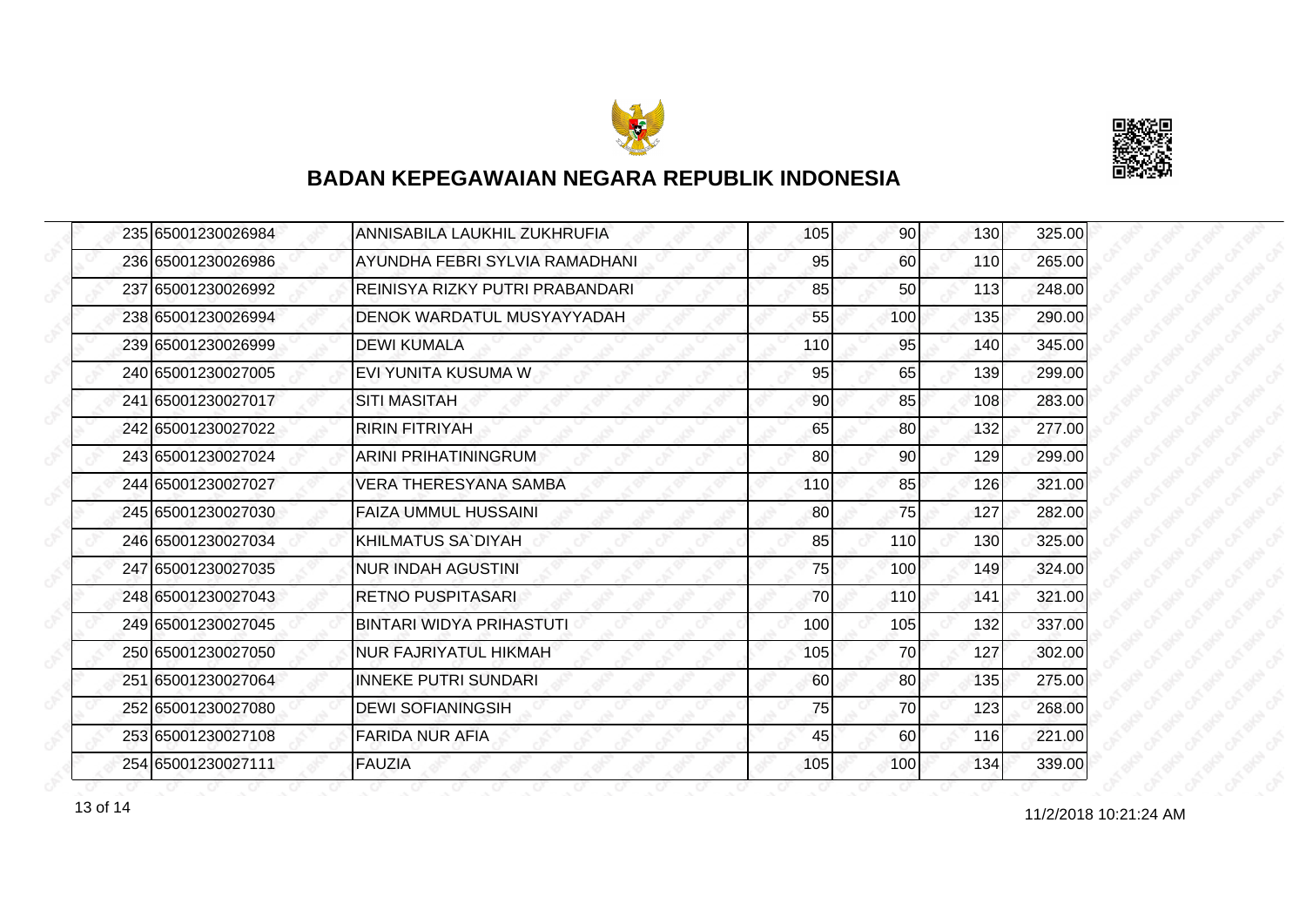# BADAN KEPEGAWAIAN NEGARA REPUBLIK INDONESIA

| | | | | | | |
|---|---|---|---|---|---|---|
| 235 | 65001230026984 | ANNISABILA LAUKHIL ZUKHRUFIA | 105 | 90 | 130 | 325.00 |
| 236 | 65001230026986 | AYUNDHA FEBRI SYLVIA RAMADHANI | 95 | 60 | 110 | 265.00 |
| 237 | 65001230026992 | REINISYA RIZKY PUTRI PRABANDARI | 85 | 50 | 113 | 248.00 |
| 238 | 65001230026994 | DENOK WARDATUL MUSYAYYADAH | 55 | 100 | 135 | 290.00 |
| 239 | 65001230026999 | DEWI KUMALA | 110 | 95 | 140 | 345.00 |
| 240 | 65001230027005 | EVI YUNITA KUSUMA W | 95 | 65 | 139 | 299.00 |
| 241 | 65001230027017 | SITI MASITAH | 90 | 85 | 108 | 283.00 |
| 242 | 65001230027022 | RIRIN FITRIYAH | 65 | 80 | 132 | 277.00 |
| 243 | 65001230027024 | ARINI PRIHATININGRUM | 80 | 90 | 129 | 299.00 |
| 244 | 65001230027027 | VERA THERESYANA SAMBA | 110 | 85 | 126 | 321.00 |
| 245 | 65001230027030 | FAIZA UMMUL HUSSAINI | 80 | 75 | 127 | 282.00 |
| 246 | 65001230027034 | KHILMATUS SA`DIYAH | 85 | 110 | 130 | 325.00 |
| 247 | 65001230027035 | NUR INDAH AGUSTINI | 75 | 100 | 149 | 324.00 |
| 248 | 65001230027043 | RETNO PUSPITASARI | 70 | 110 | 141 | 321.00 |
| 249 | 65001230027045 | BINTARI WIDYA PRIHASTUTI | 100 | 105 | 132 | 337.00 |
| 250 | 65001230027050 | NUR FAJRIYATUL HIKMAH | 105 | 70 | 127 | 302.00 |
| 251 | 65001230027064 | INNEKE PUTRI SUNDARI | 60 | 80 | 135 | 275.00 |
| 252 | 65001230027080 | DEWI SOFIANINGSIH | 75 | 70 | 123 | 268.00 |
| 253 | 65001230027108 | FARIDA NUR AFIA | 45 | 60 | 116 | 221.00 |
| 254 | 65001230027111 | FAUZIA | 105 | 100 | 134 | 339.00 |

11/2/2018 10:21:24 AM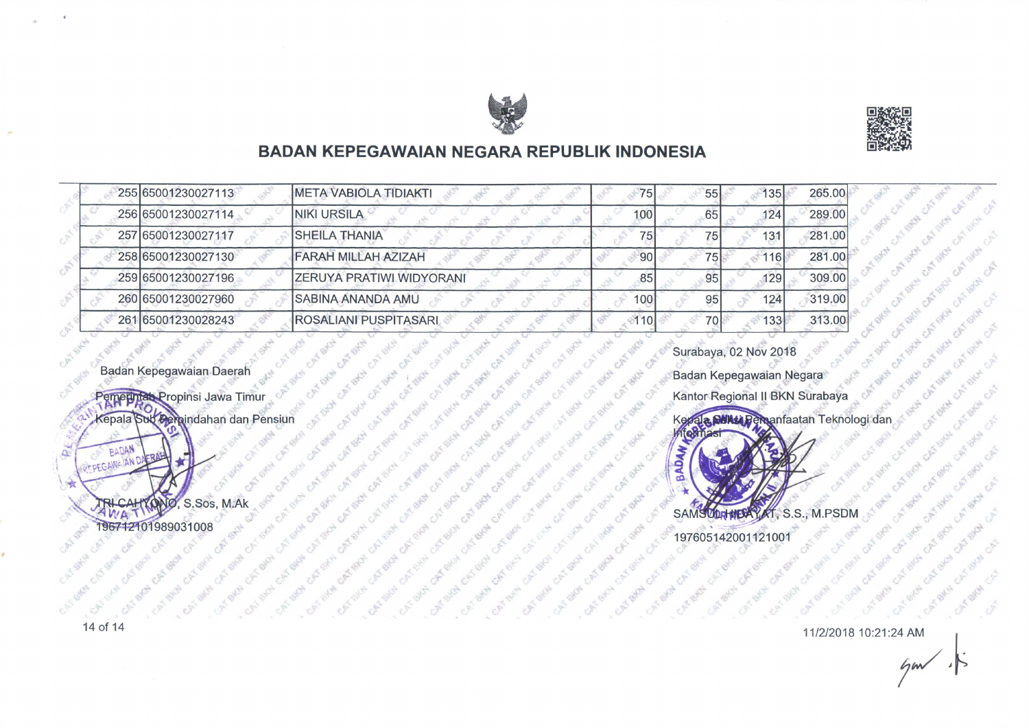# BADAN KEPEGAWAIAN NEGARA REPUBLIK INDONESIA

| | | | | | | |
|---|---|---|---|---|---|---|
| 255 | 65001230027113 | META VABIOLA TIDIAKTI | 75 | 55 | 135 | 265.00 |
| 256 | 65001230027114 | NIKI URSILA | 100 | 65 | 124 | 289.00 |
| 257 | 65001230027117 | SHEILA THANIA | 75 | 75 | 131 | 281.00 |
| 258 | 65001230027130 | FARAH MILLAH AZIZAH | 90 | 75 | 116 | 281.00 |
| 259 | 65001230027196 | ZERUYA PRATIWI WIDYORANI | 85 | 95 | 129 | 309.00 |
| 260 | 65001230027960 | SABINA ANANDA AMU | 100 | 95 | 124 | 319.00 |
| 261 | 65001230028243 | ROSALIANI PUSPITASARI | 110 | 70 | 133 | 313.00 |

Badan Kepegawaian Daerah

Pemerintah Propinsi Jawa Timur

Kepala Sub Perpindahan dan Pensiun

TRI CAHYONO, S.Sos, M.Ak

196712101989031008

Surabaya, 02 Nov 2018

Badan Kepegawaian Negara

Kantor Regional II BKN Surabaya

Kepala Seksi Pemanfaatan Teknologi dan Informasi

SAMSUL HIDAYAT, S.S., M.PSDM

197605142001121001

11/2/2018 10:21:24 AM